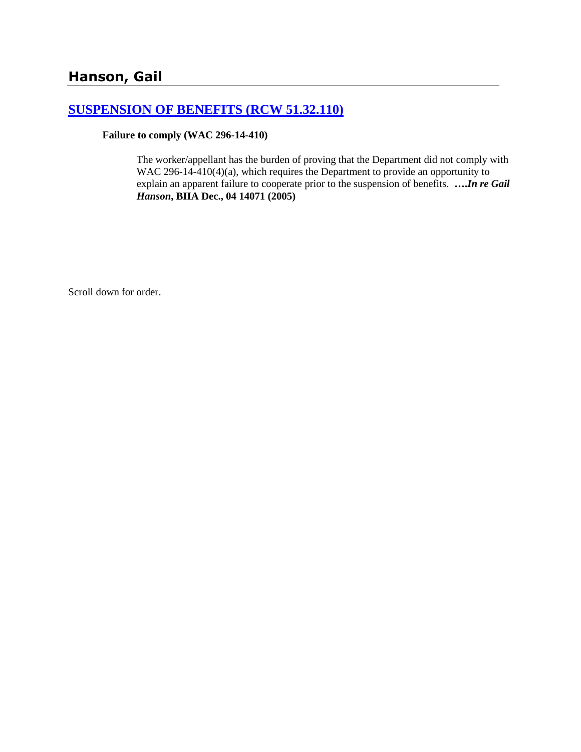## Hanson, Gail

### [SUSPENSION OF BENEFITS (RCW 51.32.110)]()

**Failure to comply (WAC 296-14-410)**

The worker/appellant has the burden of proving that the Department did not comply with WAC 296-14-410(4)(a), which requires the Department to provide an opportunity to explain an apparent failure to cooperate prior to the suspension of benefits. **….*In re Gail Hanson*, BIIA Dec., 04 14071 (2005)**

Scroll down for order.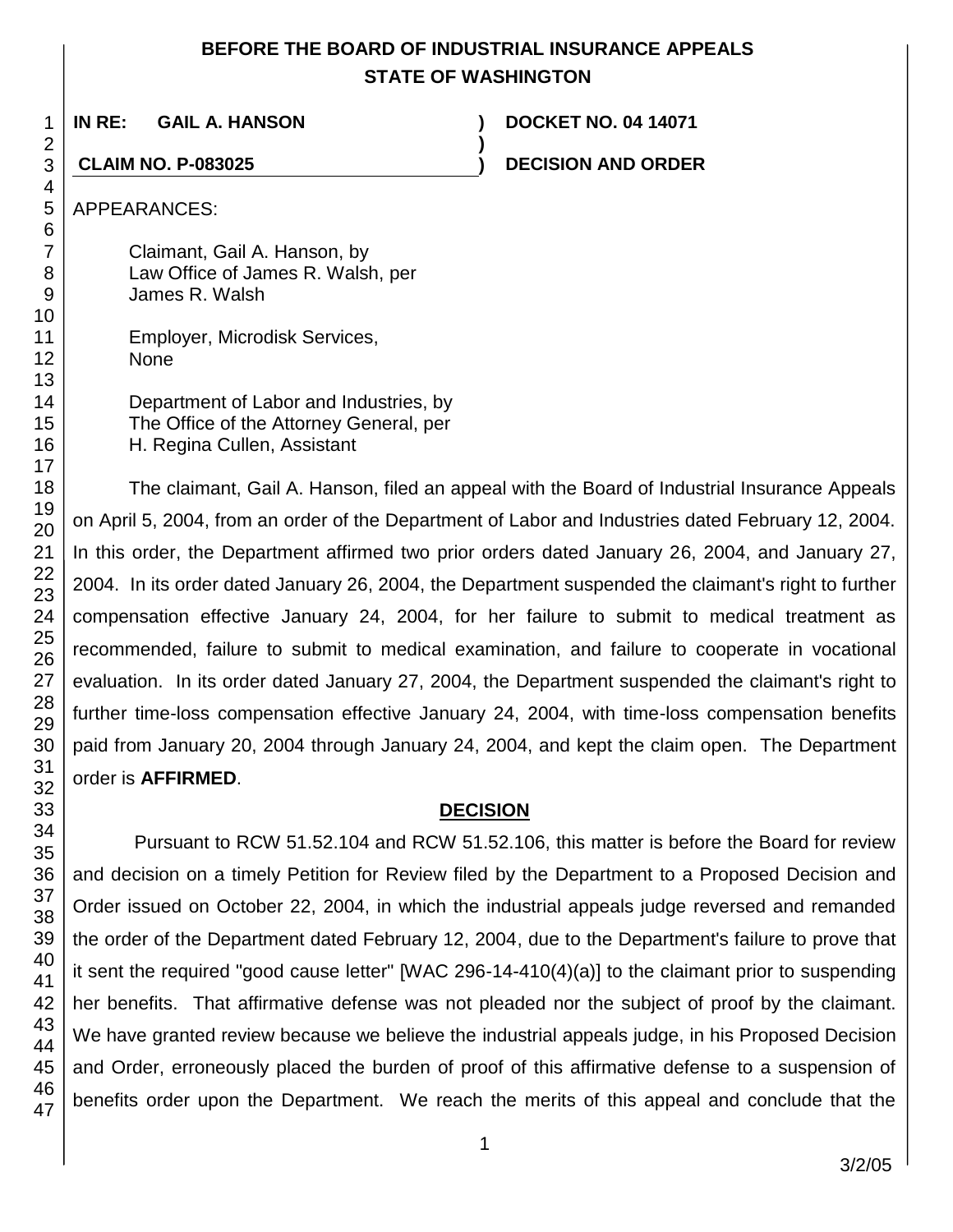# BEFORE THE BOARD OF INDUSTRIAL INSURANCE APPEALS
# STATE OF WASHINGTON

**IN RE: GAIL A. HANSON** ) **DOCKET NO. 04 14071**

**CLAIM NO. P-083025** ) **DECISION AND ORDER**

APPEARANCES:

Claimant, Gail A. Hanson, by
Law Office of James R. Walsh, per
James R. Walsh

Employer, Microdisk Services,
None

Department of Labor and Industries, by
The Office of the Attorney General, per
H. Regina Cullen, Assistant

The claimant, Gail A. Hanson, filed an appeal with the Board of Industrial Insurance Appeals on April 5, 2004, from an order of the Department of Labor and Industries dated February 12, 2004. In this order, the Department affirmed two prior orders dated January 26, 2004, and January 27, 2004. In its order dated January 26, 2004, the Department suspended the claimant's right to further compensation effective January 24, 2004, for her failure to submit to medical treatment as recommended, failure to submit to medical examination, and failure to cooperate in vocational evaluation. In its order dated January 27, 2004, the Department suspended the claimant's right to further time-loss compensation effective January 24, 2004, with time-loss compensation benefits paid from January 20, 2004 through January 24, 2004, and kept the claim open. The Department order is **AFFIRMED**.

## DECISION

Pursuant to RCW 51.52.104 and RCW 51.52.106, this matter is before the Board for review and decision on a timely Petition for Review filed by the Department to a Proposed Decision and Order issued on October 22, 2004, in which the industrial appeals judge reversed and remanded the order of the Department dated February 12, 2004, due to the Department's failure to prove that it sent the required "good cause letter" [WAC 296-14-410(4)(a)] to the claimant prior to suspending her benefits. That affirmative defense was not pleaded nor the subject of proof by the claimant. We have granted review because we believe the industrial appeals judge, in his Proposed Decision and Order, erroneously placed the burden of proof of this affirmative defense to a suspension of benefits order upon the Department. We reach the merits of this appeal and conclude that the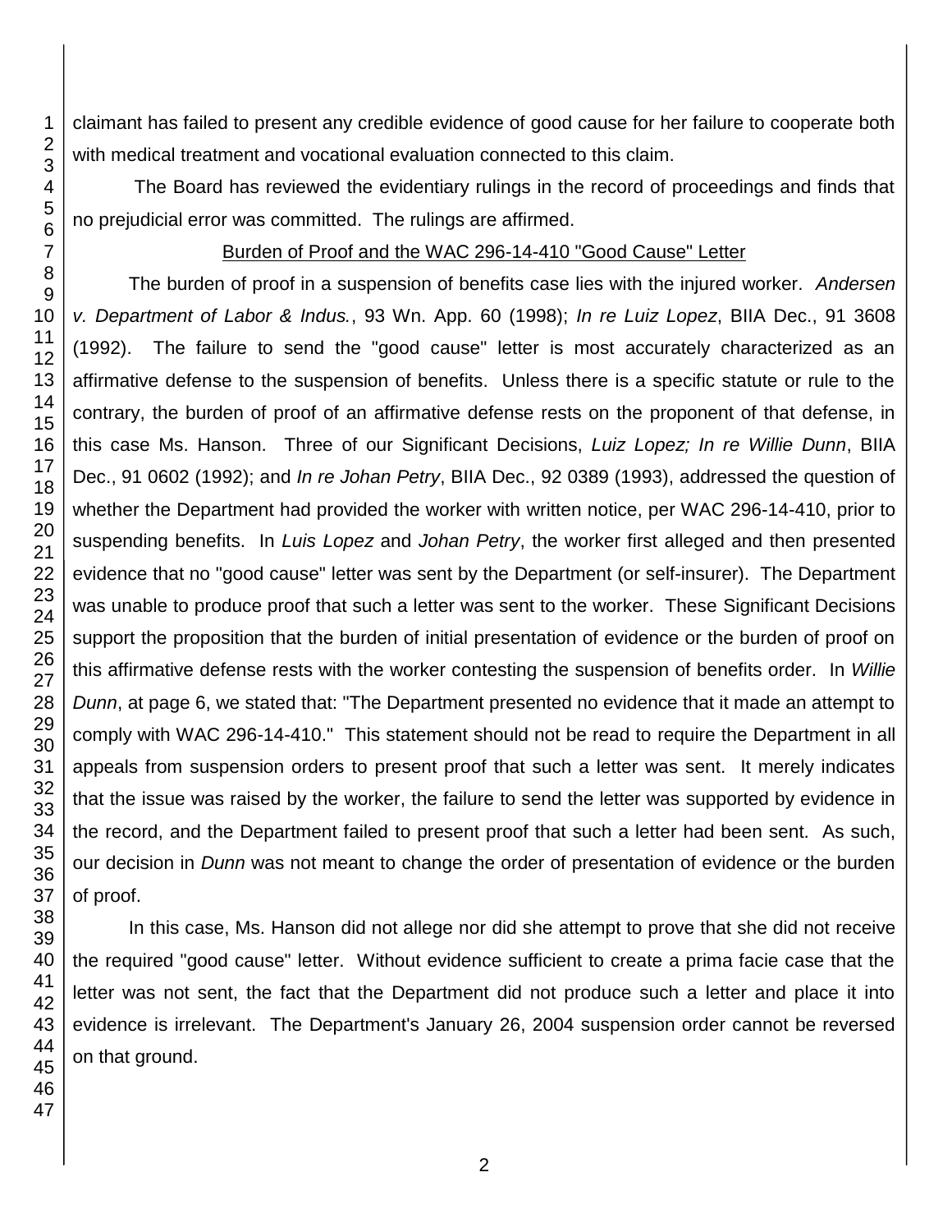claimant has failed to present any credible evidence of good cause for her failure to cooperate both with medical treatment and vocational evaluation connected to this claim.

The Board has reviewed the evidentiary rulings in the record of proceedings and finds that no prejudicial error was committed. The rulings are affirmed.

<u>Burden of Proof and the WAC 296-14-410 "Good Cause" Letter</u>

The burden of proof in a suspension of benefits case lies with the injured worker. *Andersen v. Department of Labor & Indus.*, 93 Wn. App. 60 (1998); *In re Luiz Lopez*, BIIA Dec., 91 3608 (1992). The failure to send the "good cause" letter is most accurately characterized as an affirmative defense to the suspension of benefits. Unless there is a specific statute or rule to the contrary, the burden of proof of an affirmative defense rests on the proponent of that defense, in this case Ms. Hanson. Three of our Significant Decisions, *Luiz Lopez; In re Willie Dunn*, BIIA Dec., 91 0602 (1992); and *In re Johan Petry*, BIIA Dec., 92 0389 (1993), addressed the question of whether the Department had provided the worker with written notice, per WAC 296-14-410, prior to suspending benefits. In *Luis Lopez* and *Johan Petry*, the worker first alleged and then presented evidence that no "good cause" letter was sent by the Department (or self-insurer). The Department was unable to produce proof that such a letter was sent to the worker. These Significant Decisions support the proposition that the burden of initial presentation of evidence or the burden of proof on this affirmative defense rests with the worker contesting the suspension of benefits order. In *Willie Dunn*, at page 6, we stated that: "The Department presented no evidence that it made an attempt to comply with WAC 296-14-410." This statement should not be read to require the Department in all appeals from suspension orders to present proof that such a letter was sent. It merely indicates that the issue was raised by the worker, the failure to send the letter was supported by evidence in the record, and the Department failed to present proof that such a letter had been sent. As such, our decision in *Dunn* was not meant to change the order of presentation of evidence or the burden of proof.

In this case, Ms. Hanson did not allege nor did she attempt to prove that she did not receive the required "good cause" letter. Without evidence sufficient to create a prima facie case that the letter was not sent, the fact that the Department did not produce such a letter and place it into evidence is irrelevant. The Department's January 26, 2004 suspension order cannot be reversed on that ground.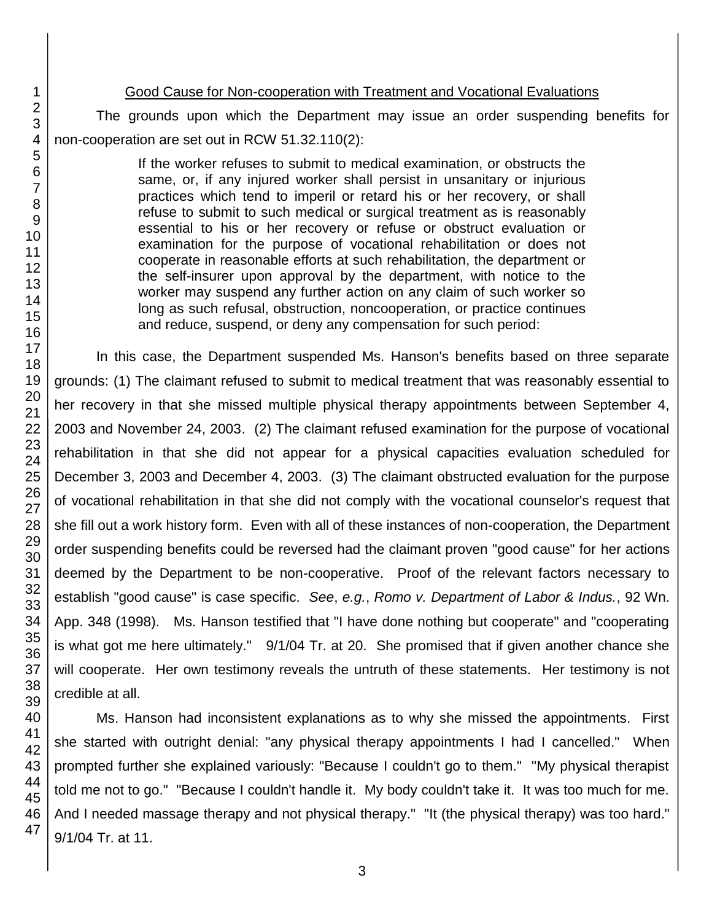Good Cause for Non-cooperation with Treatment and Vocational Evaluations

The grounds upon which the Department may issue an order suspending benefits for non-cooperation are set out in RCW 51.32.110(2):

> If the worker refuses to submit to medical examination, or obstructs the same, or, if any injured worker shall persist in unsanitary or injurious practices which tend to imperil or retard his or her recovery, or shall refuse to submit to such medical or surgical treatment as is reasonably essential to his or her recovery or refuse or obstruct evaluation or examination for the purpose of vocational rehabilitation or does not cooperate in reasonable efforts at such rehabilitation, the department or the self-insurer upon approval by the department, with notice to the worker may suspend any further action on any claim of such worker so long as such refusal, obstruction, noncooperation, or practice continues and reduce, suspend, or deny any compensation for such period:

In this case, the Department suspended Ms. Hanson's benefits based on three separate grounds: (1) The claimant refused to submit to medical treatment that was reasonably essential to her recovery in that she missed multiple physical therapy appointments between September 4, 2003 and November 24, 2003. (2) The claimant refused examination for the purpose of vocational rehabilitation in that she did not appear for a physical capacities evaluation scheduled for December 3, 2003 and December 4, 2003. (3) The claimant obstructed evaluation for the purpose of vocational rehabilitation in that she did not comply with the vocational counselor's request that she fill out a work history form. Even with all of these instances of non-cooperation, the Department order suspending benefits could be reversed had the claimant proven "good cause" for her actions deemed by the Department to be non-cooperative. Proof of the relevant factors necessary to establish "good cause" is case specific. *See*, *e.g.*, *Romo v. Department of Labor & Indus.*, 92 Wn. App. 348 (1998). Ms. Hanson testified that "I have done nothing but cooperate" and "cooperating is what got me here ultimately." 9/1/04 Tr. at 20. She promised that if given another chance she will cooperate. Her own testimony reveals the untruth of these statements. Her testimony is not credible at all.

Ms. Hanson had inconsistent explanations as to why she missed the appointments. First she started with outright denial: "any physical therapy appointments I had I cancelled." When prompted further she explained variously: "Because I couldn't go to them." "My physical therapist told me not to go." "Because I couldn't handle it. My body couldn't take it. It was too much for me. And I needed massage therapy and not physical therapy." "It (the physical therapy) was too hard." 9/1/04 Tr. at 11.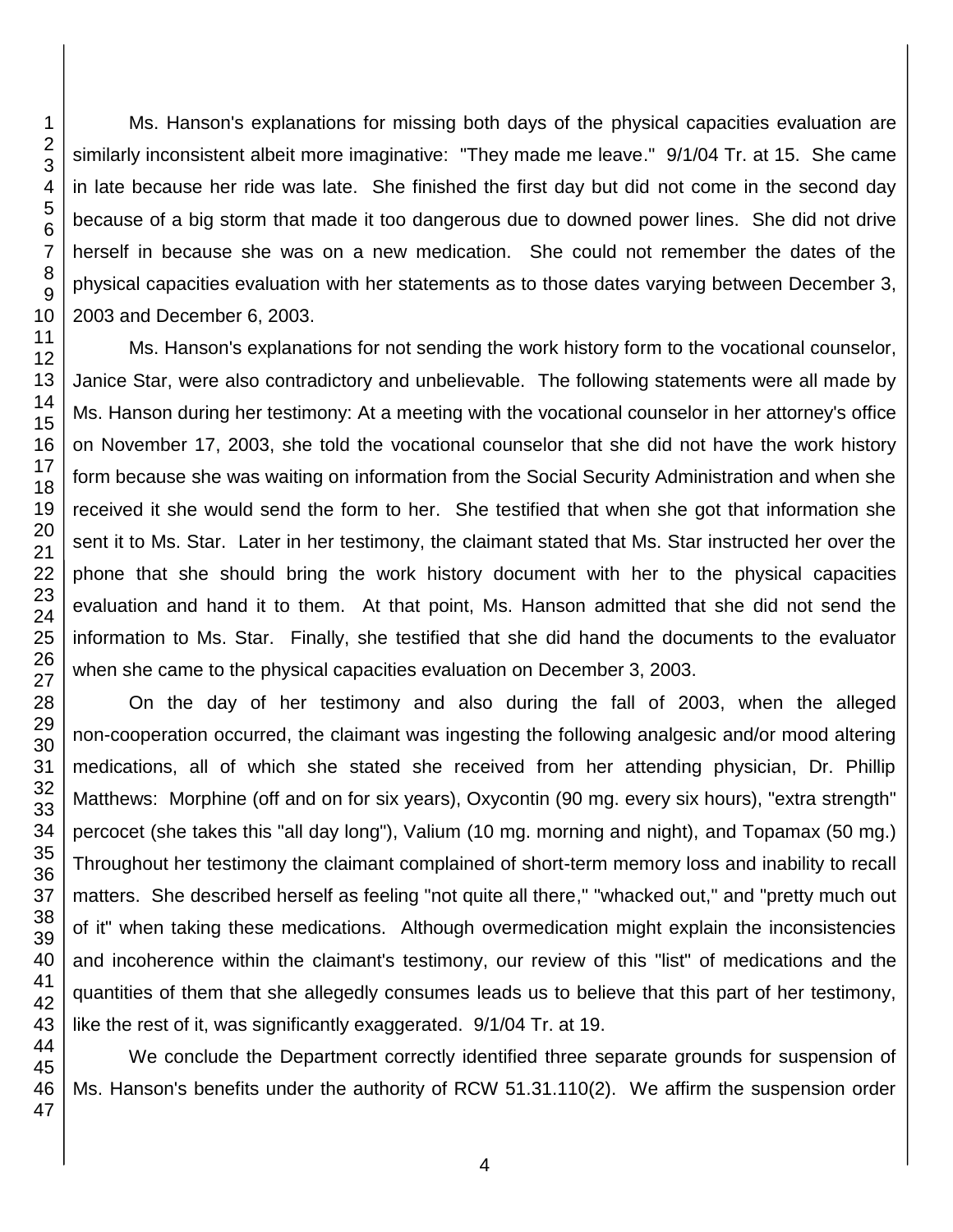Ms. Hanson's explanations for missing both days of the physical capacities evaluation are similarly inconsistent albeit more imaginative: "They made me leave." 9/1/04 Tr. at 15. She came in late because her ride was late. She finished the first day but did not come in the second day because of a big storm that made it too dangerous due to downed power lines. She did not drive herself in because she was on a new medication. She could not remember the dates of the physical capacities evaluation with her statements as to those dates varying between December 3, 2003 and December 6, 2003.

Ms. Hanson's explanations for not sending the work history form to the vocational counselor, Janice Star, were also contradictory and unbelievable. The following statements were all made by Ms. Hanson during her testimony: At a meeting with the vocational counselor in her attorney's office on November 17, 2003, she told the vocational counselor that she did not have the work history form because she was waiting on information from the Social Security Administration and when she received it she would send the form to her. She testified that when she got that information she sent it to Ms. Star. Later in her testimony, the claimant stated that Ms. Star instructed her over the phone that she should bring the work history document with her to the physical capacities evaluation and hand it to them. At that point, Ms. Hanson admitted that she did not send the information to Ms. Star. Finally, she testified that she did hand the documents to the evaluator when she came to the physical capacities evaluation on December 3, 2003.

On the day of her testimony and also during the fall of 2003, when the alleged non-cooperation occurred, the claimant was ingesting the following analgesic and/or mood altering medications, all of which she stated she received from her attending physician, Dr. Phillip Matthews: Morphine (off and on for six years), Oxycontin (90 mg. every six hours), "extra strength" percocet (she takes this "all day long"), Valium (10 mg. morning and night), and Topamax (50 mg.) Throughout her testimony the claimant complained of short-term memory loss and inability to recall matters. She described herself as feeling "not quite all there," "whacked out," and "pretty much out of it" when taking these medications. Although overmedication might explain the inconsistencies and incoherence within the claimant's testimony, our review of this "list" of medications and the quantities of them that she allegedly consumes leads us to believe that this part of her testimony, like the rest of it, was significantly exaggerated. 9/1/04 Tr. at 19.

We conclude the Department correctly identified three separate grounds for suspension of Ms. Hanson's benefits under the authority of RCW 51.31.110(2). We affirm the suspension order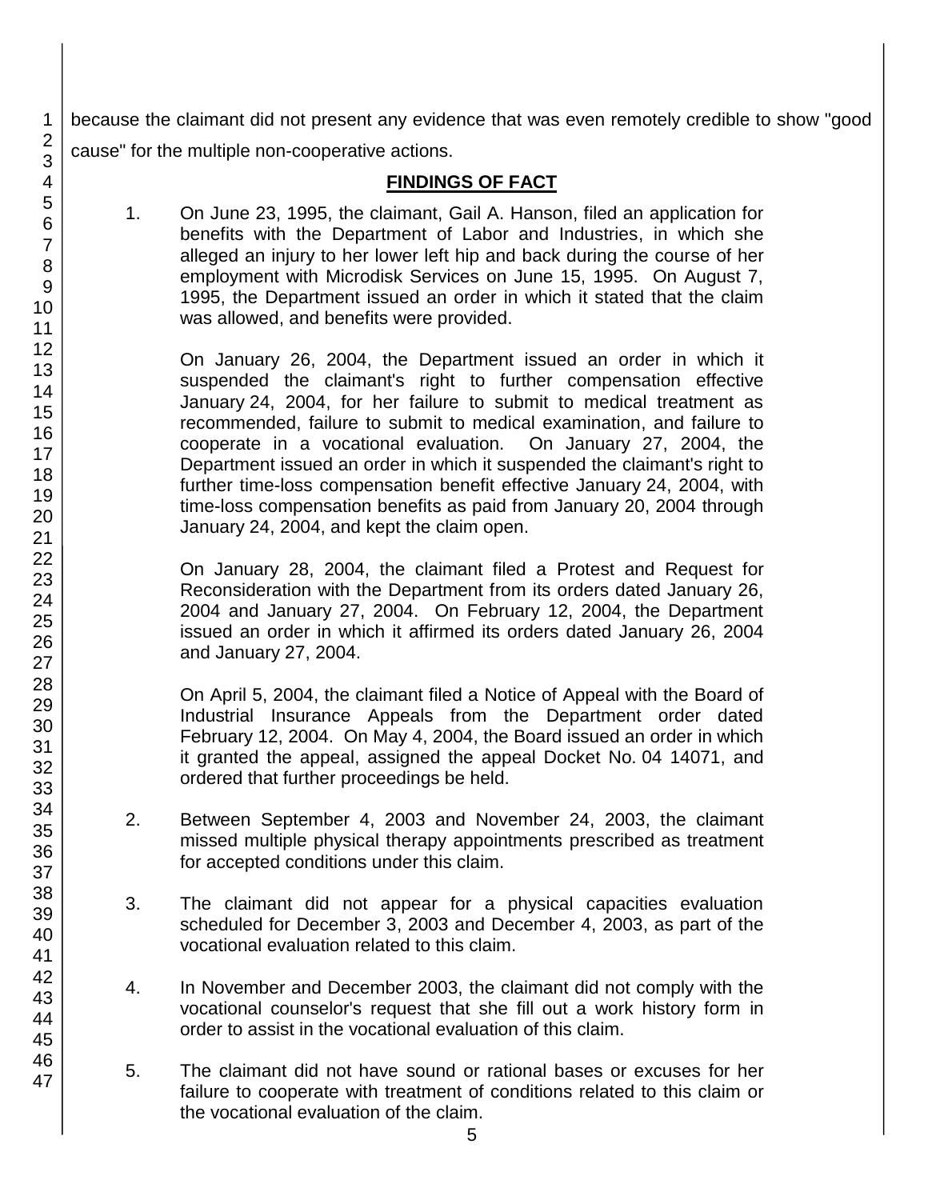because the claimant did not present any evidence that was even remotely credible to show "good cause" for the multiple non-cooperative actions.

## FINDINGS OF FACT

1. On June 23, 1995, the claimant, Gail A. Hanson, filed an application for benefits with the Department of Labor and Industries, in which she alleged an injury to her lower left hip and back during the course of her employment with Microdisk Services on June 15, 1995. On August 7, 1995, the Department issued an order in which it stated that the claim was allowed, and benefits were provided.

   On January 26, 2004, the Department issued an order in which it suspended the claimant's right to further compensation effective January 24, 2004, for her failure to submit to medical treatment as recommended, failure to submit to medical examination, and failure to cooperate in a vocational evaluation. On January 27, 2004, the Department issued an order in which it suspended the claimant's right to further time-loss compensation benefit effective January 24, 2004, with time-loss compensation benefits as paid from January 20, 2004 through January 24, 2004, and kept the claim open.

   On January 28, 2004, the claimant filed a Protest and Request for Reconsideration with the Department from its orders dated January 26, 2004 and January 27, 2004. On February 12, 2004, the Department issued an order in which it affirmed its orders dated January 26, 2004 and January 27, 2004.

   On April 5, 2004, the claimant filed a Notice of Appeal with the Board of Industrial Insurance Appeals from the Department order dated February 12, 2004. On May 4, 2004, the Board issued an order in which it granted the appeal, assigned the appeal Docket No. 04 14071, and ordered that further proceedings be held.

2. Between September 4, 2003 and November 24, 2003, the claimant missed multiple physical therapy appointments prescribed as treatment for accepted conditions under this claim.

3. The claimant did not appear for a physical capacities evaluation scheduled for December 3, 2003 and December 4, 2003, as part of the vocational evaluation related to this claim.

4. In November and December 2003, the claimant did not comply with the vocational counselor's request that she fill out a work history form in order to assist in the vocational evaluation of this claim.

5. The claimant did not have sound or rational bases or excuses for her failure to cooperate with treatment of conditions related to this claim or the vocational evaluation of the claim.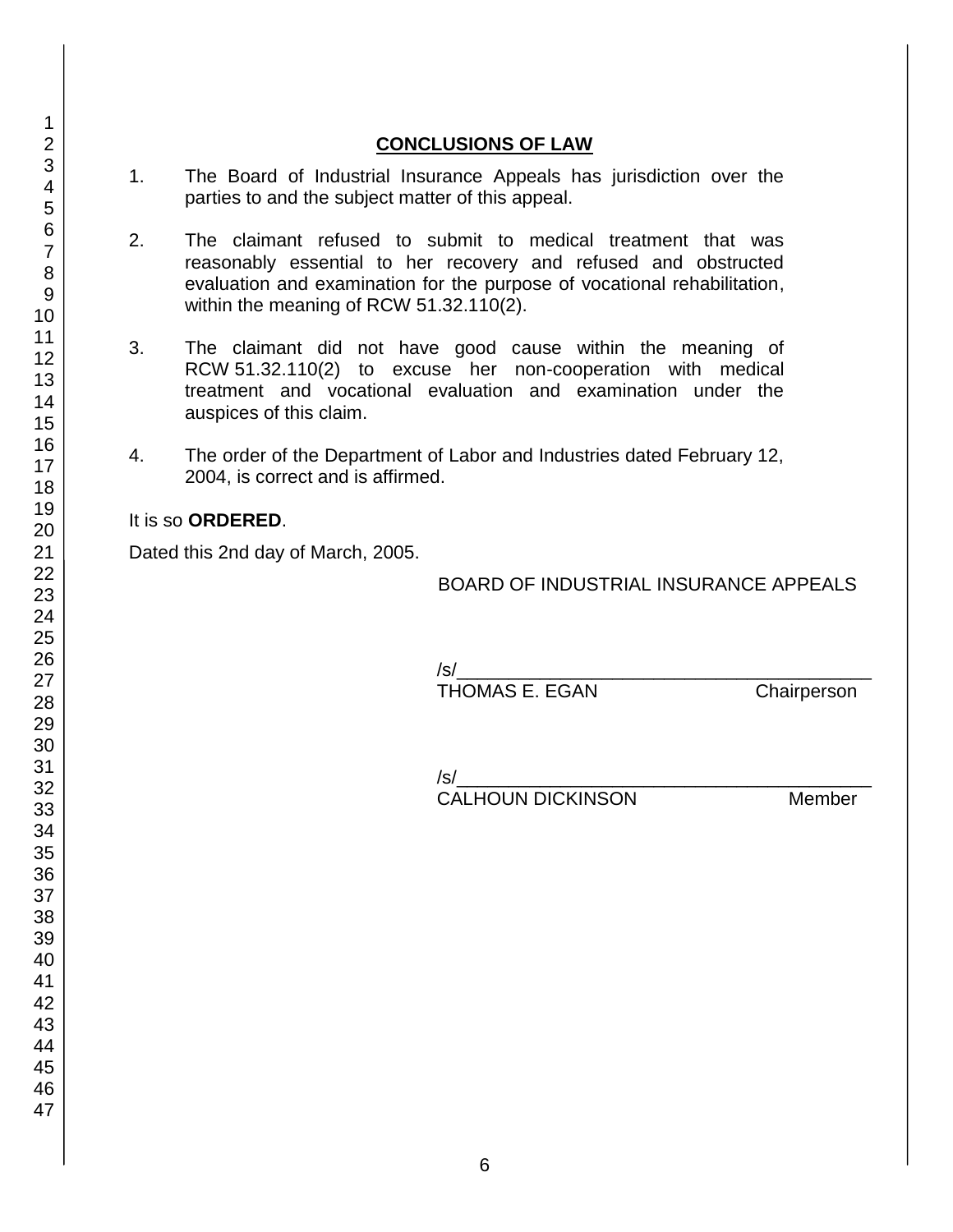## CONCLUSIONS OF LAW

1. The Board of Industrial Insurance Appeals has jurisdiction over the parties to and the subject matter of this appeal.

2. The claimant refused to submit to medical treatment that was reasonably essential to her recovery and refused and obstructed evaluation and examination for the purpose of vocational rehabilitation, within the meaning of RCW 51.32.110(2).

3. The claimant did not have good cause within the meaning of RCW 51.32.110(2) to excuse her non-cooperation with medical treatment and vocational evaluation and examination under the auspices of this claim.

4. The order of the Department of Labor and Industries dated February 12, 2004, is correct and is affirmed.

It is so **ORDERED**.

Dated this 2nd day of March, 2005.

BOARD OF INDUSTRIAL INSURANCE APPEALS

/s/\_\_\_\_\_\_\_\_\_\_\_\_\_\_\_\_\_\_\_\_\_\_\_\_\_\_\_\_\_\_\_\_\_\_\_\_\_\_\_\_
THOMAS E. EGAN Chairperson

/s/\_\_\_\_\_\_\_\_\_\_\_\_\_\_\_\_\_\_\_\_\_\_\_\_\_\_\_\_\_\_\_\_\_\_\_\_\_\_\_\_
CALHOUN DICKINSON Member